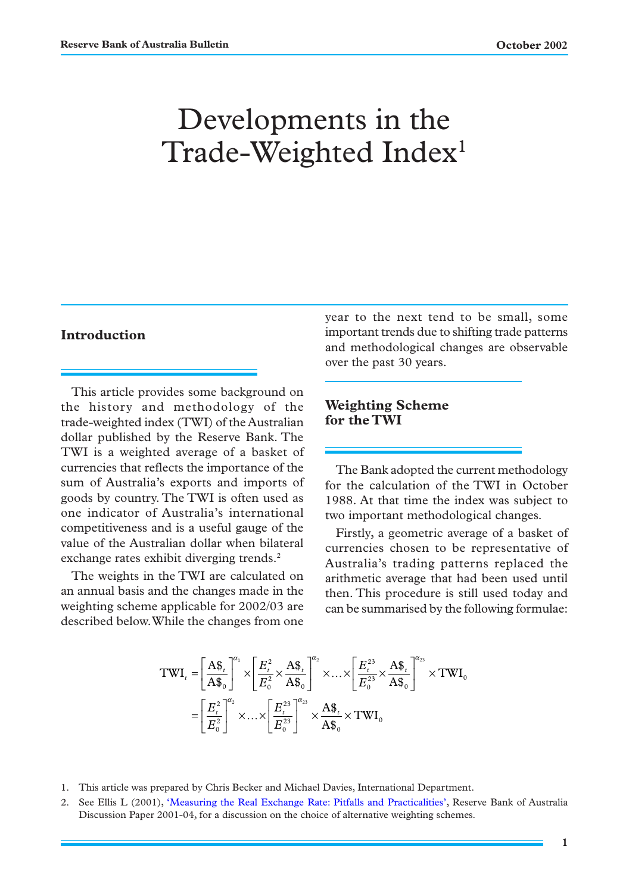# Developments in the Trade-Weighted Index[1]

## Introduction

This article provides some background on the history and methodology of the trade-weighted index (TWI) of the Australian dollar published by the Reserve Bank. The TWI is a weighted average of a basket of currencies that reflects the importance of the sum of Australia's exports and imports of goods by country. The TWI is often used as one indicator of Australia's international competitiveness and is a useful gauge of the value of the Australian dollar when bilateral exchange rates exhibit diverging trends.[2]

The weights in the TWI are calculated on an annual basis and the changes made in the weighting scheme applicable for 2002/03 are described below. While the changes from one year to the next tend to be small, some important trends due to shifting trade patterns and methodological changes are observable over the past 30 years.

## Weighting Scheme for the TWI

The Bank adopted the current methodology for the calculation of the TWI in October 1988. At that time the index was subject to two important methodological changes.

Firstly, a geometric average of a basket of currencies chosen to be representative of Australia's trading patterns replaced the arithmetic average that had been used until then. This procedure is still used today and can be summarised by the following formulae:

$$
\begin{aligned}
\text{TWI}_t &= \left[\frac{\text{A\$}_t}{\text{A\$}_0}\right]^{\alpha_1} \times \left[\frac{E_t^2}{E_0^2} \times \frac{\text{A\$}_t}{\text{A\$}_0}\right]^{\alpha_2} \times \ldots \times \left[\frac{E_t^{23}}{E_0^{23}} \times \frac{\text{A\$}_t}{\text{A\$}_0}\right]^{\alpha_{23}} \times \text{TWI}_0 \\
&= \left[\frac{E_t^2}{E_0^2}\right]^{\alpha_2} \times \ldots \times \left[\frac{E_t^{23}}{E_0^{23}}\right]^{\alpha_{23}} \times \frac{\text{A\$}_t}{\text{A\$}_0} \times \text{TWI}_0
\end{aligned}
$$

1. This article was prepared by Chris Becker and Michael Davies, International Department.
2. See Ellis L (2001), 'Measuring the Real Exchange Rate: Pitfalls and Practicalities', Reserve Bank of Australia Discussion Paper 2001-04, for a discussion on the choice of alternative weighting schemes.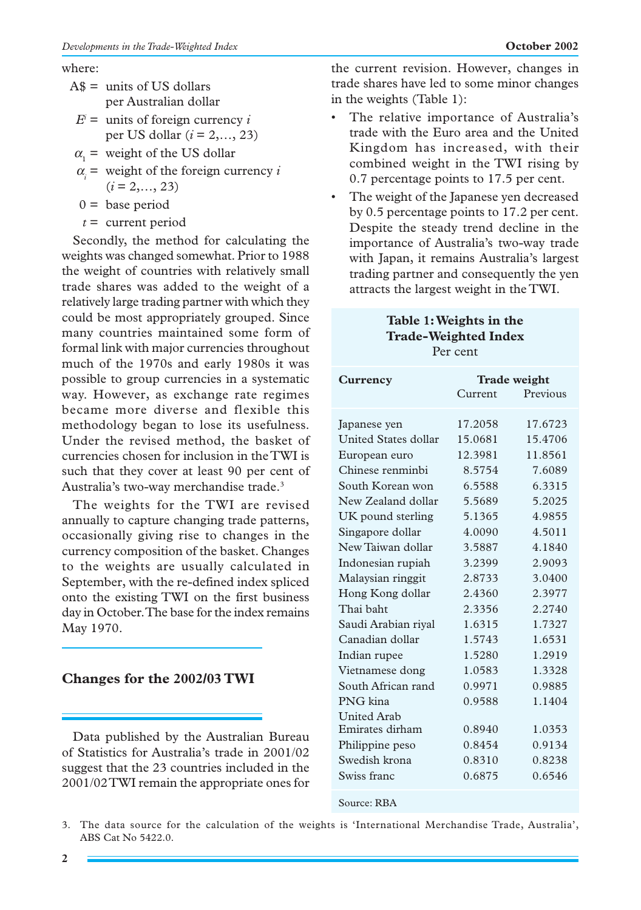where:

- A$ = units of US dollars per Australian dollar
- $E^i$ = units of foreign currency $i$ per US dollar ($i = 2,\ldots, 23$)
- $\alpha_1$ = weight of the US dollar
- $\alpha_i$ = weight of the foreign currency $i$ ($i = 2,\ldots, 23$)
- 0 = base period
- $t$ = current period

Secondly, the method for calculating the weights was changed somewhat. Prior to 1988 the weight of countries with relatively small trade shares was added to the weight of a relatively large trading partner with which they could be most appropriately grouped. Since many countries maintained some form of formal link with major currencies throughout much of the 1970s and early 1980s it was possible to group currencies in a systematic way. However, as exchange rate regimes became more diverse and flexible this methodology began to lose its usefulness. Under the revised method, the basket of currencies chosen for inclusion in the TWI is such that they cover at least 90 per cent of Australia's two-way merchandise trade.[3]

The weights for the TWI are revised annually to capture changing trade patterns, occasionally giving rise to changes in the currency composition of the basket. Changes to the weights are usually calculated in September, with the re-defined index spliced onto the existing TWI on the first business day in October. The base for the index remains May 1970.

## Changes for the 2002/03 TWI

Data published by the Australian Bureau of Statistics for Australia's trade in 2001/02 suggest that the 23 countries included in the 2001/02 TWI remain the appropriate ones for the current revision. However, changes in trade shares have led to some minor changes in the weights (Table 1):

- The relative importance of Australia's trade with the Euro area and the United Kingdom has increased, with their combined weight in the TWI rising by 0.7 percentage points to 17.5 per cent.
- The weight of the Japanese yen decreased by 0.5 percentage points to 17.2 per cent. Despite the steady trend decline in the importance of Australia's two-way trade with Japan, it remains Australia's largest trading partner and consequently the yen attracts the largest weight in the TWI.

**Table 1: Weights in the Trade-Weighted Index**
Per cent

| Currency | Trade weight | |
|---|---|---|
| | Current | Previous |
| Japanese yen | 17.2058 | 17.6723 |
| United States dollar | 15.0681 | 15.4706 |
| European euro | 12.3981 | 11.8561 |
| Chinese renminbi | 8.5754 | 7.6089 |
| South Korean won | 6.5588 | 6.3315 |
| New Zealand dollar | 5.5689 | 5.2025 |
| UK pound sterling | 5.1365 | 4.9855 |
| Singapore dollar | 4.0090 | 4.5011 |
| New Taiwan dollar | 3.5887 | 4.1840 |
| Indonesian rupiah | 3.2399 | 2.9093 |
| Malaysian ringgit | 2.8733 | 3.0400 |
| Hong Kong dollar | 2.4360 | 2.3977 |
| Thai baht | 2.3356 | 2.2740 |
| Saudi Arabian riyal | 1.6315 | 1.7327 |
| Canadian dollar | 1.5743 | 1.6531 |
| Indian rupee | 1.5280 | 1.2919 |
| Vietnamese dong | 1.0583 | 1.3328 |
| South African rand | 0.9971 | 0.9885 |
| PNG kina | 0.9588 | 1.1404 |
| United Arab Emirates dirham | 0.8940 | 1.0353 |
| Philippine peso | 0.8454 | 0.9134 |
| Swedish krona | 0.8310 | 0.8238 |
| Swiss franc | 0.6875 | 0.6546 |

Source: RBA

3. The data source for the calculation of the weights is 'International Merchandise Trade, Australia', ABS Cat No 5422.0.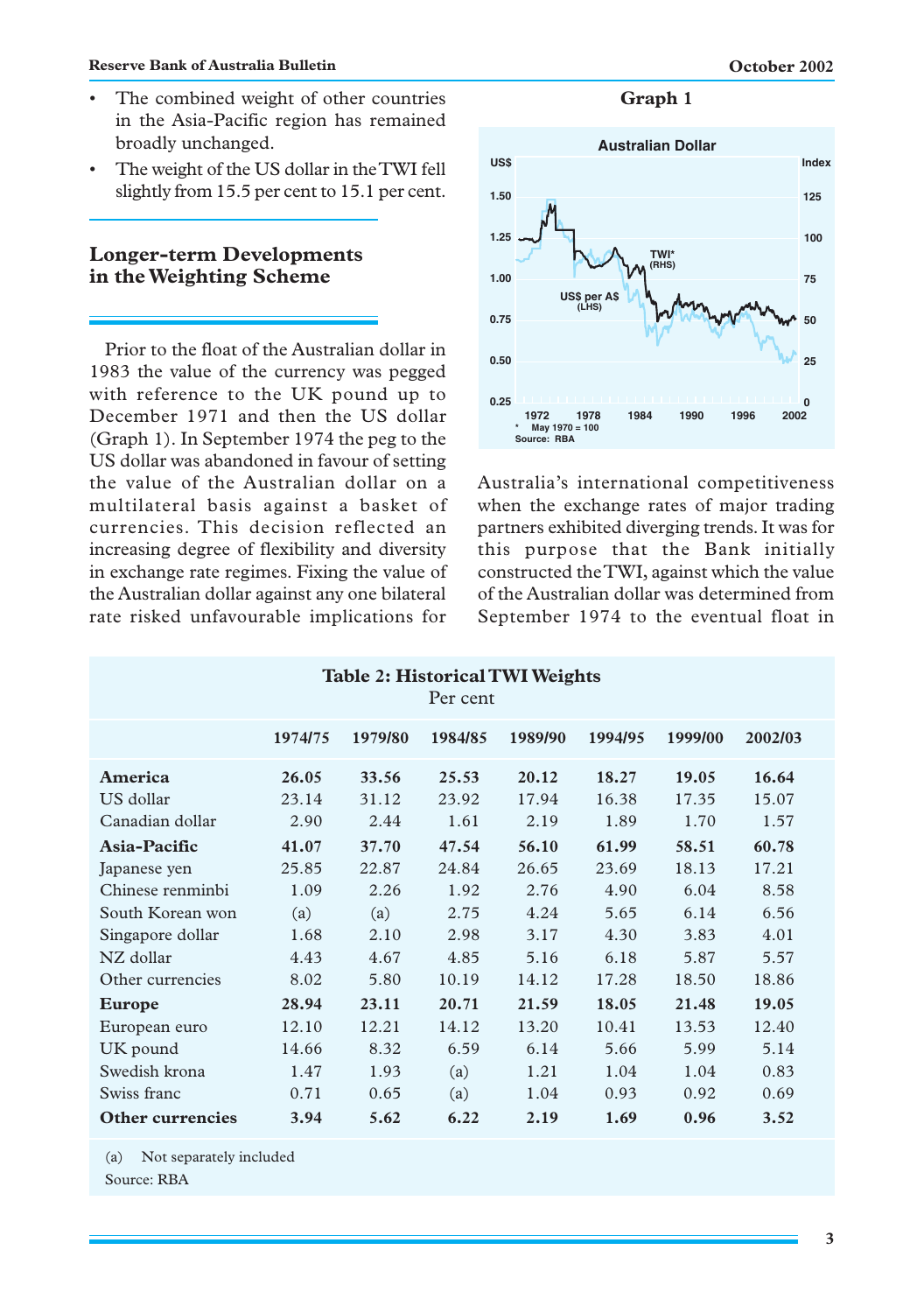- The combined weight of other countries in the Asia-Pacific region has remained broadly unchanged.
- The weight of the US dollar in the TWI fell slightly from 15.5 per cent to 15.1 per cent.

## Longer-term Developments in the Weighting Scheme

Prior to the float of the Australian dollar in 1983 the value of the currency was pegged with reference to the UK pound up to December 1971 and then the US dollar (Graph 1). In September 1974 the peg to the US dollar was abandoned in favour of setting the value of the Australian dollar on a multilateral basis against a basket of currencies. This decision reflected an increasing degree of flexibility and diversity in exchange rate regimes. Fixing the value of the Australian dollar against any one bilateral rate risked unfavourable implications for Australia's international competitiveness when the exchange rates of major trading partners exhibited diverging trends. It was for this purpose that the Bank initially constructed the TWI, against which the value of the Australian dollar was determined from September 1974 to the eventual float in

**Graph 1**

Australian Dollar

\* May 1970 = 100
Source: RBA

**Table 2: Historical TWI Weights**
Per cent

| | 1974/75 | 1979/80 | 1984/85 | 1989/90 | 1994/95 | 1999/00 | 2002/03 |
|---|---|---|---|---|---|---|---|
| **America** | **26.05** | **33.56** | **25.53** | **20.12** | **18.27** | **19.05** | **16.64** |
| US dollar | 23.14 | 31.12 | 23.92 | 17.94 | 16.38 | 17.35 | 15.07 |
| Canadian dollar | 2.90 | 2.44 | 1.61 | 2.19 | 1.89 | 1.70 | 1.57 |
| **Asia-Pacific** | **41.07** | **37.70** | **47.54** | **56.10** | **61.99** | **58.51** | **60.78** |
| Japanese yen | 25.85 | 22.87 | 24.84 | 26.65 | 23.69 | 18.13 | 17.21 |
| Chinese renminbi | 1.09 | 2.26 | 1.92 | 2.76 | 4.90 | 6.04 | 8.58 |
| South Korean won | (a) | (a) | 2.75 | 4.24 | 5.65 | 6.14 | 6.56 |
| Singapore dollar | 1.68 | 2.10 | 2.98 | 3.17 | 4.30 | 3.83 | 4.01 |
| NZ dollar | 4.43 | 4.67 | 4.85 | 5.16 | 6.18 | 5.87 | 5.57 |
| Other currencies | 8.02 | 5.80 | 10.19 | 14.12 | 17.28 | 18.50 | 18.86 |
| **Europe** | **28.94** | **23.11** | **20.71** | **21.59** | **18.05** | **21.48** | **19.05** |
| European euro | 12.10 | 12.21 | 14.12 | 13.20 | 10.41 | 13.53 | 12.40 |
| UK pound | 14.66 | 8.32 | 6.59 | 6.14 | 5.66 | 5.99 | 5.14 |
| Swedish krona | 1.47 | 1.93 | (a) | 1.21 | 1.04 | 1.04 | 0.83 |
| Swiss franc | 0.71 | 0.65 | (a) | 1.04 | 0.93 | 0.92 | 0.69 |
| **Other currencies** | **3.94** | **5.62** | **6.22** | **2.19** | **1.69** | **0.96** | **3.52** |

(a) Not separately included
Source: RBA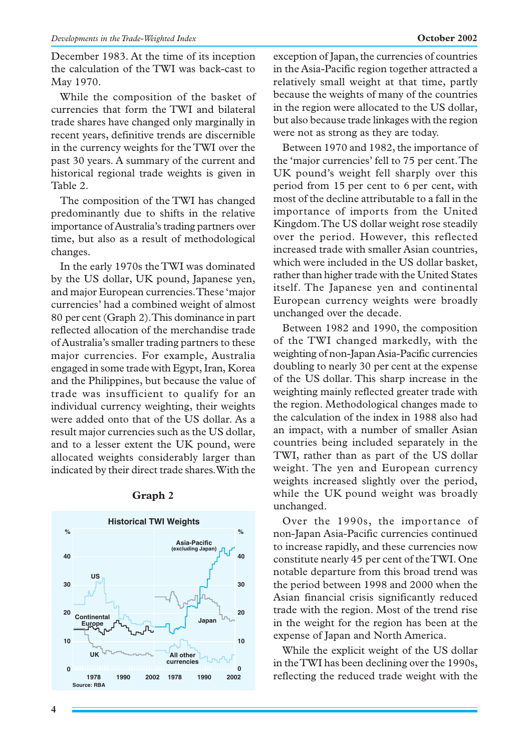December 1983. At the time of its inception the calculation of the TWI was back-cast to May 1970.

While the composition of the basket of currencies that form the TWI and bilateral trade shares have changed only marginally in recent years, definitive trends are discernible in the currency weights for the TWI over the past 30 years. A summary of the current and historical regional trade weights is given in Table 2.

The composition of the TWI has changed predominantly due to shifts in the relative importance of Australia's trading partners over time, but also as a result of methodological changes.

In the early 1970s the TWI was dominated by the US dollar, UK pound, Japanese yen, and major European currencies. These 'major currencies' had a combined weight of almost 80 per cent (Graph 2). This dominance in part reflected allocation of the merchandise trade of Australia's smaller trading partners to these major currencies. For example, Australia engaged in some trade with Egypt, Iran, Korea and the Philippines, but because the value of trade was insufficient to qualify for an individual currency weighting, their weights were added onto that of the US dollar. As a result major currencies such as the US dollar, and to a lesser extent the UK pound, were allocated weights considerably larger than indicated by their direct trade shares. With the exception of Japan, the currencies of countries in the Asia-Pacific region together attracted a relatively small weight at that time, partly because the weights of many of the countries in the region were allocated to the US dollar, but also because trade linkages with the region were not as strong as they are today.

**Graph 2**

Historical TWI Weights

Source: RBA

Between 1970 and 1982, the importance of the 'major currencies' fell to 75 per cent. The UK pound's weight fell sharply over this period from 15 per cent to 6 per cent, with most of the decline attributable to a fall in the importance of imports from the United Kingdom. The US dollar weight rose steadily over the period. However, this reflected increased trade with smaller Asian countries, which were included in the US dollar basket, rather than higher trade with the United States itself. The Japanese yen and continental European currency weights were broadly unchanged over the decade.

Between 1982 and 1990, the composition of the TWI changed markedly, with the weighting of non-Japan Asia-Pacific currencies doubling to nearly 30 per cent at the expense of the US dollar. This sharp increase in the weighting mainly reflected greater trade with the region. Methodological changes made to the calculation of the index in 1988 also had an impact, with a number of smaller Asian countries being included separately in the TWI, rather than as part of the US dollar weight. The yen and European currency weights increased slightly over the period, while the UK pound weight was broadly unchanged.

Over the 1990s, the importance of non-Japan Asia-Pacific currencies continued to increase rapidly, and these currencies now constitute nearly 45 per cent of the TWI. One notable departure from this broad trend was the period between 1998 and 2000 when the Asian financial crisis significantly reduced trade with the region. Most of the trend rise in the weight for the region has been at the expense of Japan and North America.

While the explicit weight of the US dollar in the TWI has been declining over the 1990s, reflecting the reduced trade weight with the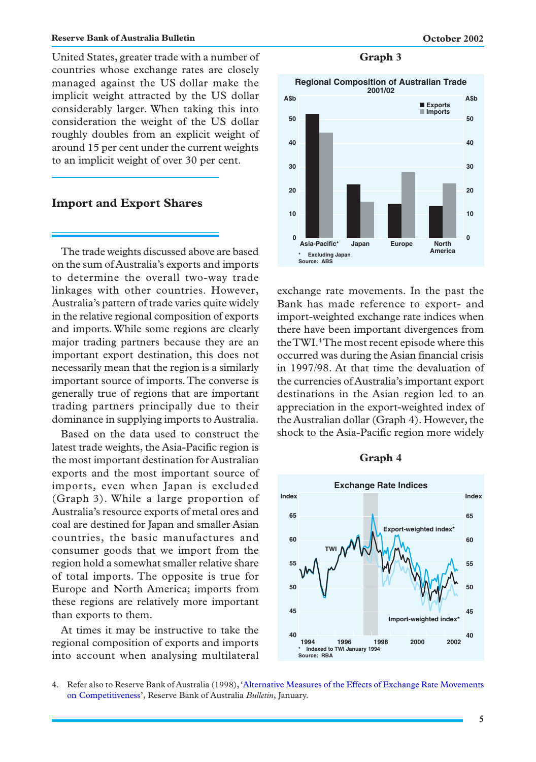United States, greater trade with a number of countries whose exchange rates are closely managed against the US dollar make the implicit weight attracted by the US dollar considerably larger. When taking this into consideration the weight of the US dollar roughly doubles from an explicit weight of around 15 per cent under the current weights to an implicit weight of over 30 per cent.

## Import and Export Shares

The trade weights discussed above are based on the sum of Australia's exports and imports to determine the overall two-way trade linkages with other countries. However, Australia's pattern of trade varies quite widely in the relative regional composition of exports and imports. While some regions are clearly major trading partners because they are an important export destination, this does not necessarily mean that the region is a similarly important source of imports. The converse is generally true of regions that are important trading partners principally due to their dominance in supplying imports to Australia.

Based on the data used to construct the latest trade weights, the Asia-Pacific region is the most important destination for Australian exports and the most important source of imports, even when Japan is excluded (Graph 3). While a large proportion of Australia's resource exports of metal ores and coal are destined for Japan and smaller Asian countries, the basic manufactures and consumer goods that we import from the region hold a somewhat smaller relative share of total imports. The opposite is true for Europe and North America; imports from these regions are relatively more important than exports to them.

At times it may be instructive to take the regional composition of exports and imports into account when analysing multilateral exchange rate movements. In the past the Bank has made reference to export- and import-weighted exchange rate indices when there have been important divergences from the TWI.[4] The most recent episode where this occurred was during the Asian financial crisis in 1997/98. At that time the devaluation of the currencies of Australia's important export destinations in the Asian region led to an appreciation in the export-weighted index of the Australian dollar (Graph 4). However, the shock to the Asia-Pacific region more widely

**Graph 3**

Regional Composition of Australian Trade 2001/02

| Region | Exports (A$b) | Imports (A$b) |
|---|---|---|
| Asia-Pacific* | ~52 | ~44 |
| Japan | ~22 | ~15 |
| Europe | ~14 | ~28 |
| North America | ~13 | ~23 |

\* Excluding Japan
Source: ABS

**Graph 4**

Exchange Rate Indices

\* Indexed to TWI January 1994
Source: RBA

4. Refer also to Reserve Bank of Australia (1998), 'Alternative Measures of the Effects of Exchange Rate Movements on Competitiveness', Reserve Bank of Australia *Bulletin*, January.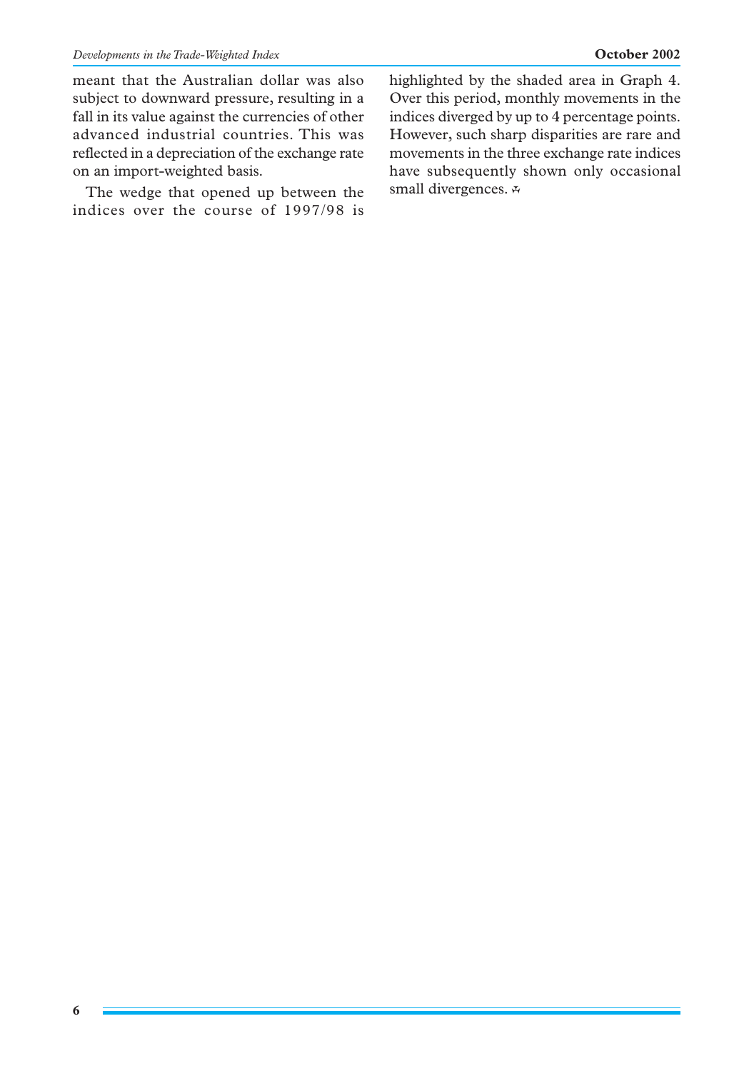meant that the Australian dollar was also subject to downward pressure, resulting in a fall in its value against the currencies of other advanced industrial countries. This was reflected in a depreciation of the exchange rate on an import-weighted basis.

The wedge that opened up between the indices over the course of 1997/98 is highlighted by the shaded area in Graph 4. Over this period, monthly movements in the indices diverged by up to 4 percentage points. However, such sharp disparities are rare and movements in the three exchange rate indices have subsequently shown only occasional small divergences. ☆